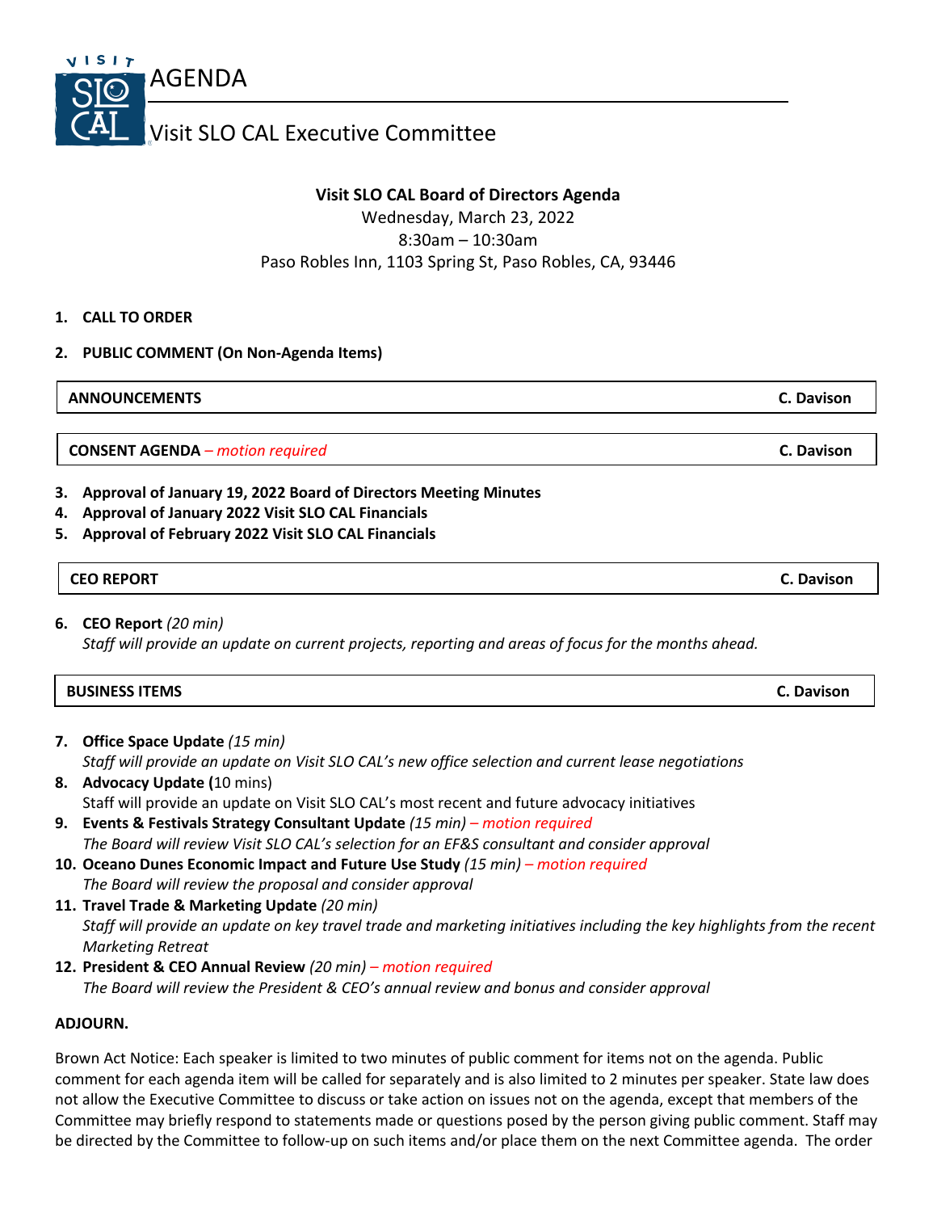# AGENDA

## Visit SLO CAL Executive Committee

**Visit SLO CAL Board of Directors Agenda**
Wednesday, March 23, 2022
8:30am – 10:30am
Paso Robles Inn, 1103 Spring St, Paso Robles, CA, 93446

1. **CALL TO ORDER**
2. **PUBLIC COMMENT (On Non-Agenda Items)**

| **ANNOUNCEMENTS** | **C. Davison** |
|---|---|

| **CONSENT AGENDA** *– motion required* | **C. Davison** |
|---|---|

3. **Approval of January 19, 2022 Board of Directors Meeting Minutes**
4. **Approval of January 2022 Visit SLO CAL Financials**
5. **Approval of February 2022 Visit SLO CAL Financials**

| **CEO REPORT** | **C. Davison** |
|---|---|

6. **CEO Report** *(20 min)*
   *Staff will provide an update on current projects, reporting and areas of focus for the months ahead.*

| **BUSINESS ITEMS** | **C. Davison** |
|---|---|

7. **Office Space Update** *(15 min)*
   *Staff will provide an update on Visit SLO CAL's new office selection and current lease negotiations*
8. **Advocacy Update (**10 mins)
   Staff will provide an update on Visit SLO CAL's most recent and future advocacy initiatives
9. **Events & Festivals Strategy Consultant Update** *(15 min) – motion required*
   *The Board will review Visit SLO CAL's selection for an EF&S consultant and consider approval*
10. **Oceano Dunes Economic Impact and Future Use Study** *(15 min) – motion required*
    *The Board will review the proposal and consider approval*
11. **Travel Trade & Marketing Update** *(20 min)*
    *Staff will provide an update on key travel trade and marketing initiatives including the key highlights from the recent Marketing Retreat*
12. **President & CEO Annual Review** *(20 min) – motion required*
    *The Board will review the President & CEO's annual review and bonus and consider approval*

**ADJOURN.**

Brown Act Notice: Each speaker is limited to two minutes of public comment for items not on the agenda. Public comment for each agenda item will be called for separately and is also limited to 2 minutes per speaker. State law does not allow the Executive Committee to discuss or take action on issues not on the agenda, except that members of the Committee may briefly respond to statements made or questions posed by the person giving public comment. Staff may be directed by the Committee to follow-up on such items and/or place them on the next Committee agenda. The order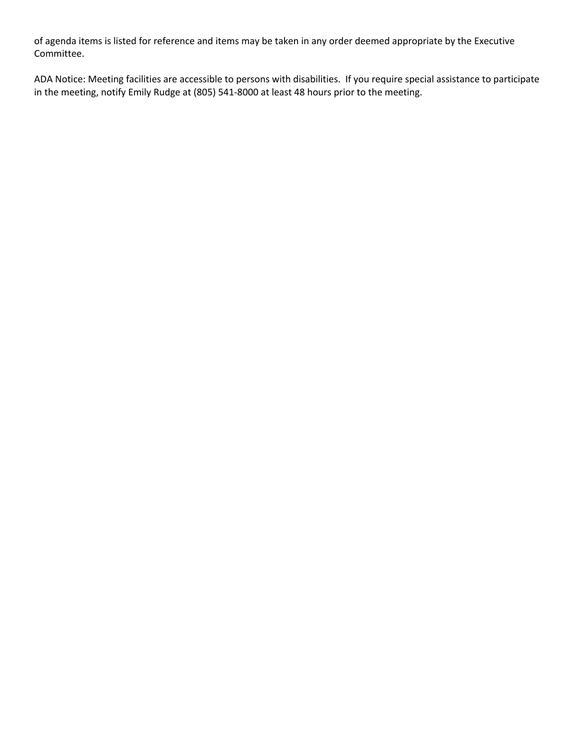of agenda items is listed for reference and items may be taken in any order deemed appropriate by the Executive Committee.

ADA Notice: Meeting facilities are accessible to persons with disabilities. If you require special assistance to participate in the meeting, notify Emily Rudge at (805) 541-8000 at least 48 hours prior to the meeting.